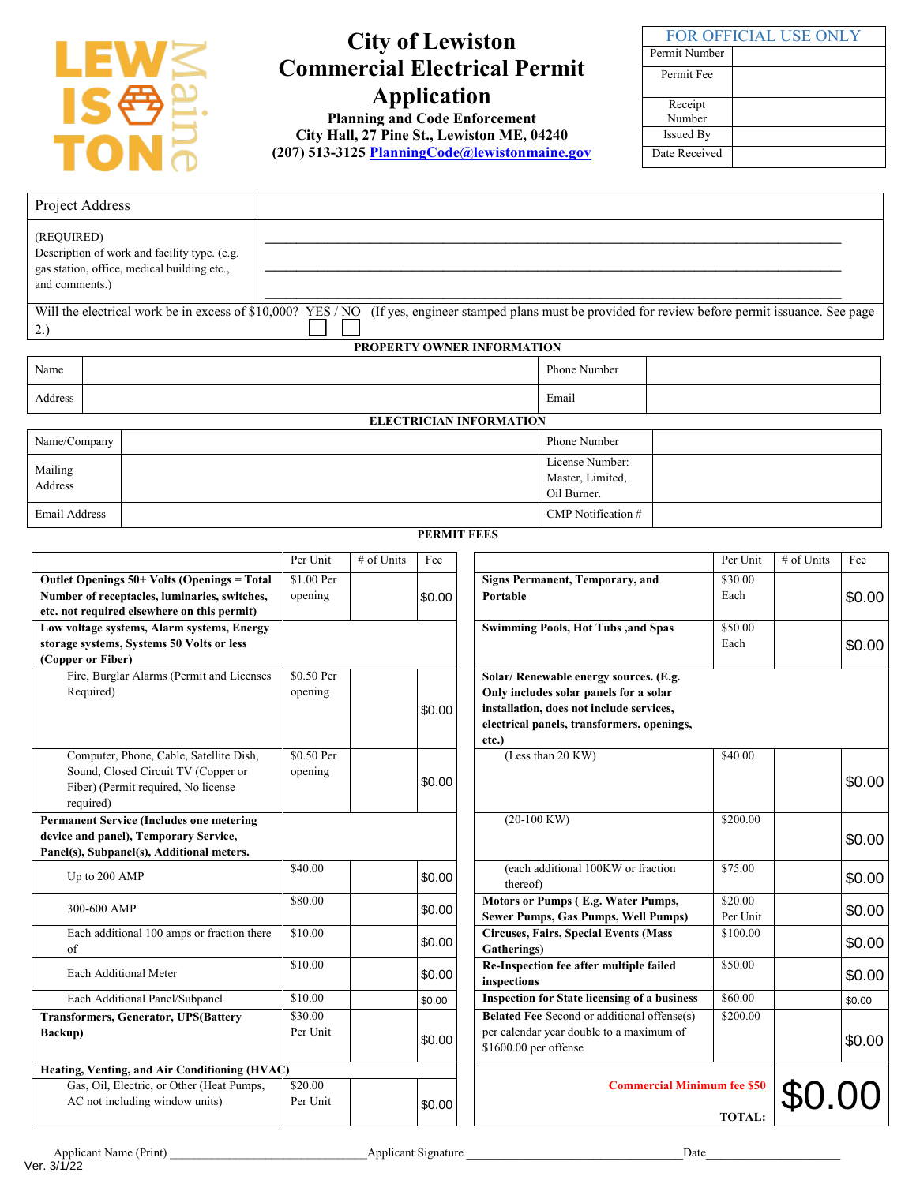# City of Lewiston Commercial Electrical Permit Application

**Planning and Code Enforcement**
**City Hall, 27 Pine St., Lewiston ME, 04240**
**(207) 513-3125 PlanningCode@lewistonmaine.gov**

| FOR OFFICIAL USE ONLY | |
|---|---|
| Permit Number | |
| Permit Fee | |
| Receipt Number | |
| Issued By | |
| Date Received | |

| Project Address | |
|---|---|
| (REQUIRED) Description of work and facility type. (e.g. gas station, office, medical building etc., and comments.) | ______________________________ |

Will the electrical work be in excess of $10,000? YES / NO ☐ ☐ (If yes, engineer stamped plans must be provided for review before permit issuance. See page 2.)

**PROPERTY OWNER INFORMATION**

| Name | | Phone Number | |
|---|---|---|---|
| Address | | Email | |

**ELECTRICIAN INFORMATION**

| Name/Company | | Phone Number | |
|---|---|---|---|
| Mailing Address | | License Number: Master, Limited, Oil Burner. | |
| Email Address | | CMP Notification # | |

**PERMIT FEES**

| | Per Unit | # of Units | Fee |
|---|---|---|---|
| **Outlet Openings 50+ Volts (Openings = Total Number of receptacles, luminaries, switches, etc. not required elsewhere on this permit)** | $1.00 Per opening | | $0.00 |
| **Low voltage systems, Alarm systems, Energy storage systems, Systems 50 Volts or less (Copper or Fiber)** | | | |
| Fire, Burglar Alarms (Permit and Licenses Required) | $0.50 Per opening | | $0.00 |
| Computer, Phone, Cable, Satellite Dish, Sound, Closed Circuit TV (Copper or Fiber) (Permit required, No license required) | $0.50 Per opening | | $0.00 |
| **Permanent Service (Includes one metering device and panel), Temporary Service, Panel(s), Subpanel(s), Additional meters.** | | | |
| Up to 200 AMP | $40.00 | | $0.00 |
| 300-600 AMP | $80.00 | | $0.00 |
| Each additional 100 amps or fraction there of | $10.00 | | $0.00 |
| Each Additional Meter | $10.00 | | $0.00 |
| Each Additional Panel/Subpanel | $10.00 | | $0.00 |
| **Transformers, Generator, UPS(Battery Backup)** | $30.00 Per Unit | | $0.00 |
| **Heating, Venting, and Air Conditioning (HVAC)** | | | |
| Gas, Oil, Electric, or Other (Heat Pumps, AC not including window units) | $20.00 Per Unit | | $0.00 |

| | Per Unit | # of Units | Fee |
|---|---|---|---|
| **Signs Permanent, Temporary, and Portable** | $30.00 Each | | $0.00 |
| **Swimming Pools, Hot Tubs ,and Spas** | $50.00 Each | | $0.00 |
| **Solar/ Renewable energy sources. (E.g. Only includes solar panels for a solar installation, does not include services, electrical panels, transformers, openings, etc.)** | | | |
| (Less than 20 KW) | $40.00 | | $0.00 |
| (20-100 KW) | $200.00 | | $0.00 |
| (each additional 100KW or fraction thereof) | $75.00 | | $0.00 |
| **Motors or Pumps ( E.g. Water Pumps, Sewer Pumps, Gas Pumps, Well Pumps)** | $20.00 Per Unit | | $0.00 |
| **Circuses, Fairs, Special Events (Mass Gatherings)** | $100.00 | | $0.00 |
| **Re-Inspection fee after multiple failed inspections** | $50.00 | | $0.00 |
| **Inspection for State licensing of a business** | $60.00 | | $0.00 |
| **Belated Fee** Second or additional offense(s) per calendar year double to a maximum of $1600.00 per offense | $200.00 | | $0.00 |
| Commercial Minimum fee $50 **TOTAL:** | | | $0.00 |

Applicant Name (Print) ______________________ Applicant Signature ______________________ Date______________

Ver. 3/1/22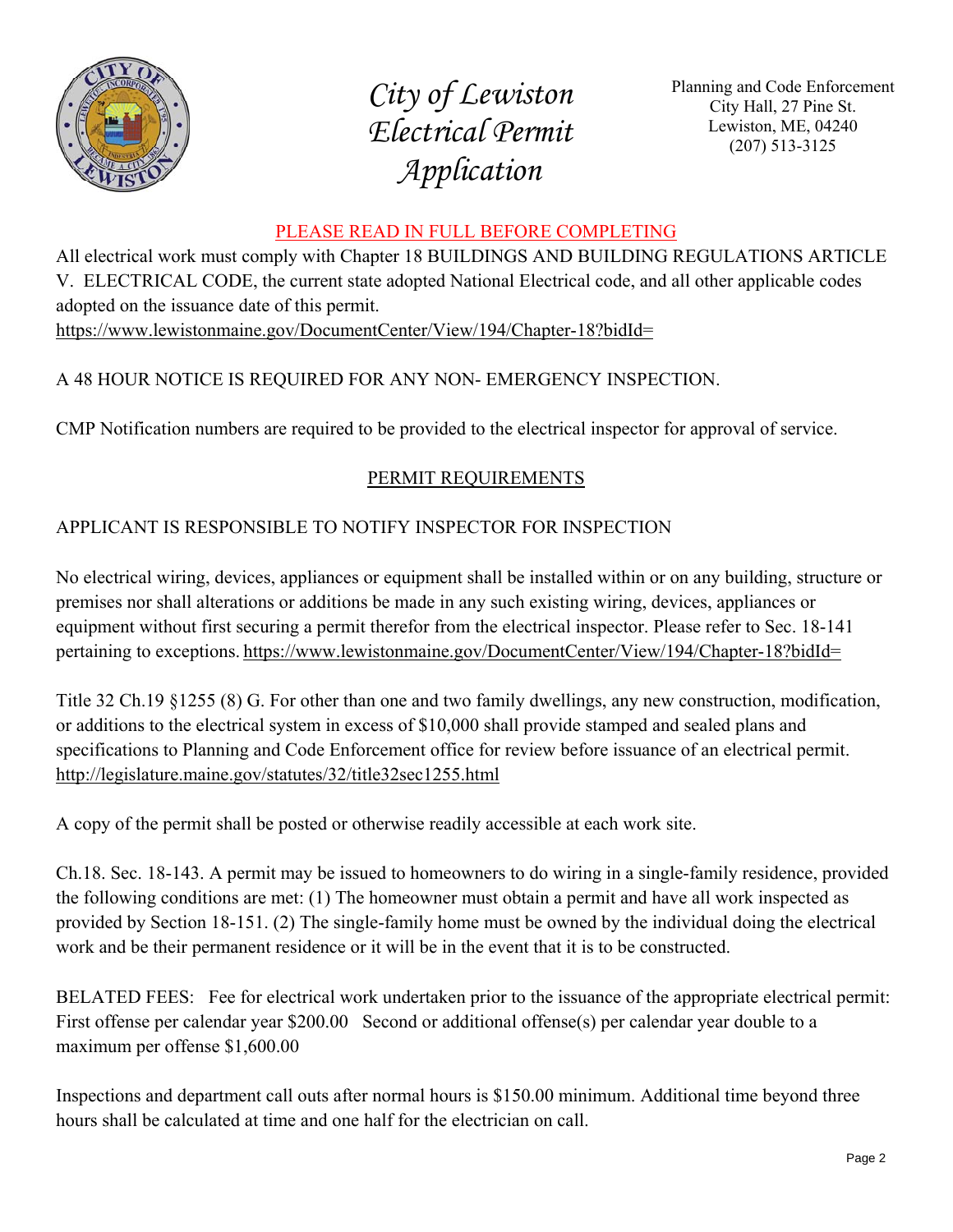# City of Lewiston Electrical Permit Application

Planning and Code Enforcement
City Hall, 27 Pine St.
Lewiston, ME, 04240
(207) 513-3125

## PLEASE READ IN FULL BEFORE COMPLETING

All electrical work must comply with Chapter 18 BUILDINGS AND BUILDING REGULATIONS ARTICLE V. ELECTRICAL CODE, the current state adopted National Electrical code, and all other applicable codes adopted on the issuance date of this permit.
https://www.lewistonmaine.gov/DocumentCenter/View/194/Chapter-18?bidId=

A 48 HOUR NOTICE IS REQUIRED FOR ANY NON- EMERGENCY INSPECTION.

CMP Notification numbers are required to be provided to the electrical inspector for approval of service.

## PERMIT REQUIREMENTS

APPLICANT IS RESPONSIBLE TO NOTIFY INSPECTOR FOR INSPECTION

No electrical wiring, devices, appliances or equipment shall be installed within or on any building, structure or premises nor shall alterations or additions be made in any such existing wiring, devices, appliances or equipment without first securing a permit therefor from the electrical inspector. Please refer to Sec. 18-141 pertaining to exceptions. https://www.lewistonmaine.gov/DocumentCenter/View/194/Chapter-18?bidId=

Title 32 Ch.19 §1255 (8) G. For other than one and two family dwellings, any new construction, modification, or additions to the electrical system in excess of $10,000 shall provide stamped and sealed plans and specifications to Planning and Code Enforcement office for review before issuance of an electrical permit. http://legislature.maine.gov/statutes/32/title32sec1255.html

A copy of the permit shall be posted or otherwise readily accessible at each work site.

Ch.18. Sec. 18-143. A permit may be issued to homeowners to do wiring in a single-family residence, provided the following conditions are met: (1) The homeowner must obtain a permit and have all work inspected as provided by Section 18-151. (2) The single-family home must be owned by the individual doing the electrical work and be their permanent residence or it will be in the event that it is to be constructed.

BELATED FEES: Fee for electrical work undertaken prior to the issuance of the appropriate electrical permit: First offense per calendar year $200.00 Second or additional offense(s) per calendar year double to a maximum per offense $1,600.00

Inspections and department call outs after normal hours is $150.00 minimum. Additional time beyond three hours shall be calculated at time and one half for the electrician on call.